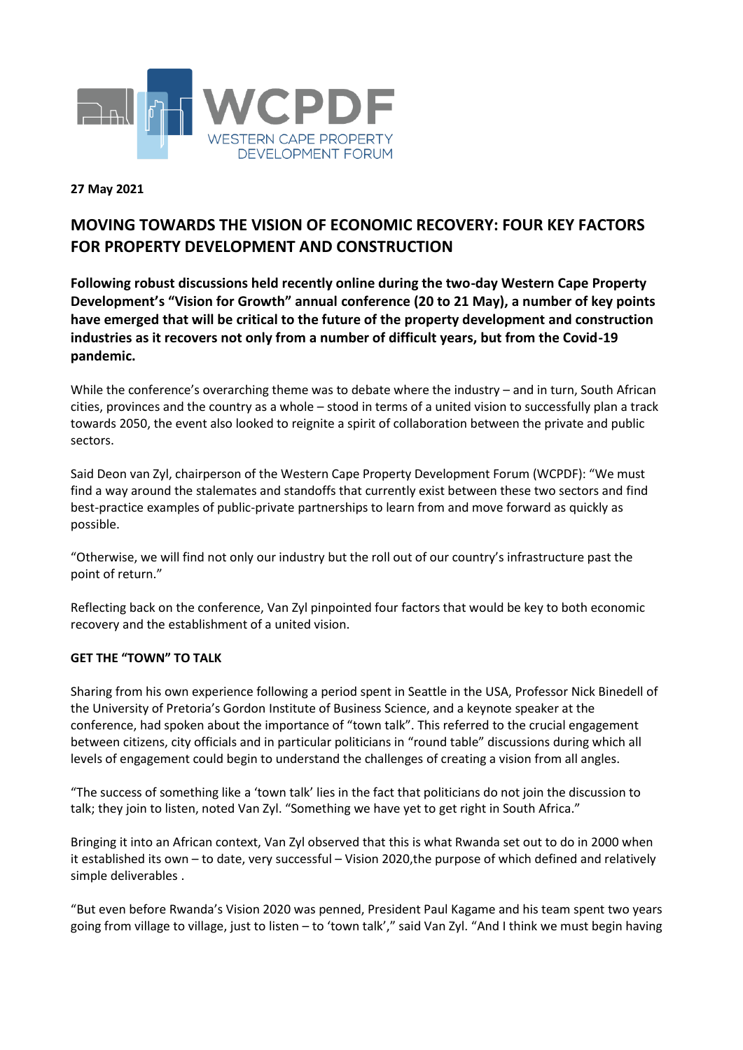WCPDF
WESTERN CAPE PROPERTY DEVELOPMENT FORUM

**27 May 2021**

# MOVING TOWARDS THE VISION OF ECONOMIC RECOVERY: FOUR KEY FACTORS FOR PROPERTY DEVELOPMENT AND CONSTRUCTION

**Following robust discussions held recently online during the two-day Western Cape Property Development's "Vision for Growth" annual conference (20 to 21 May), a number of key points have emerged that will be critical to the future of the property development and construction industries as it recovers not only from a number of difficult years, but from the Covid-19 pandemic.**

While the conference's overarching theme was to debate where the industry – and in turn, South African cities, provinces and the country as a whole – stood in terms of a united vision to successfully plan a track towards 2050, the event also looked to reignite a spirit of collaboration between the private and public sectors.

Said Deon van Zyl, chairperson of the Western Cape Property Development Forum (WCPDF): "We must find a way around the stalemates and standoffs that currently exist between these two sectors and find best-practice examples of public-private partnerships to learn from and move forward as quickly as possible.

"Otherwise, we will find not only our industry but the roll out of our country's infrastructure past the point of return."

Reflecting back on the conference, Van Zyl pinpointed four factors that would be key to both economic recovery and the establishment of a united vision.

## GET THE "TOWN" TO TALK

Sharing from his own experience following a period spent in Seattle in the USA, Professor Nick Binedell of the University of Pretoria's Gordon Institute of Business Science, and a keynote speaker at the conference, had spoken about the importance of "town talk". This referred to the crucial engagement between citizens, city officials and in particular politicians in "round table" discussions during which all levels of engagement could begin to understand the challenges of creating a vision from all angles.

"The success of something like a 'town talk' lies in the fact that politicians do not join the discussion to talk; they join to listen, noted Van Zyl. "Something we have yet to get right in South Africa."

Bringing it into an African context, Van Zyl observed that this is what Rwanda set out to do in 2000 when it established its own – to date, very successful – Vision 2020,the purpose of which defined and relatively simple deliverables .

"But even before Rwanda's Vision 2020 was penned, President Paul Kagame and his team spent two years going from village to village, just to listen – to 'town talk'," said Van Zyl. "And I think we must begin having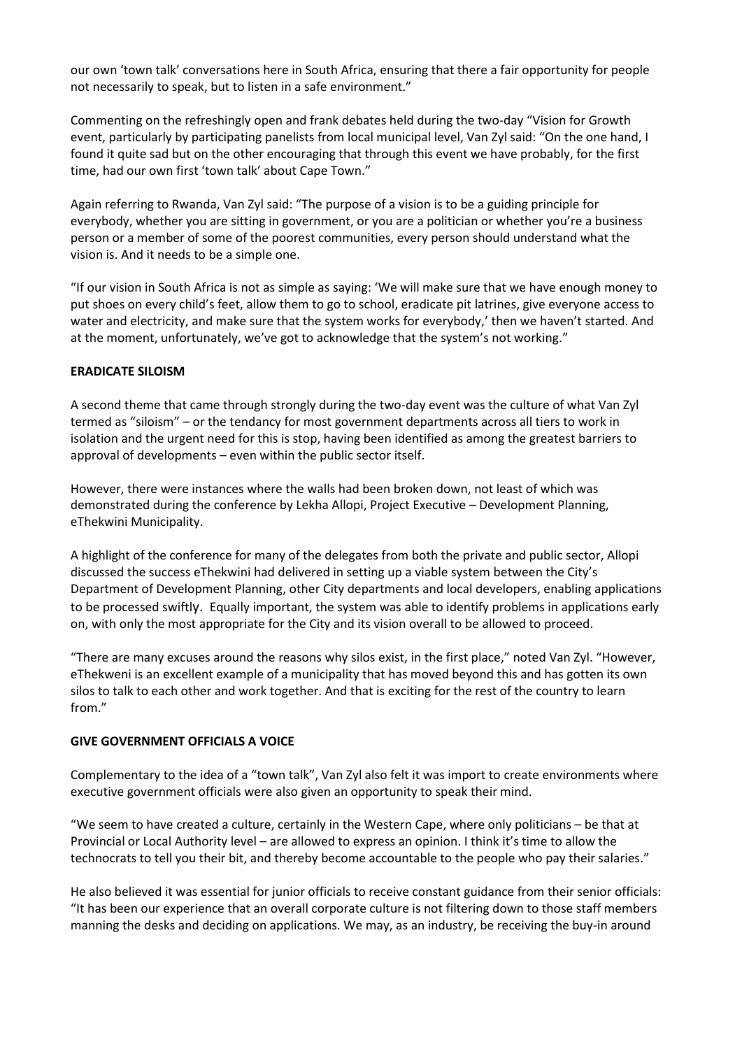our own 'town talk' conversations here in South Africa, ensuring that there a fair opportunity for people not necessarily to speak, but to listen in a safe environment."

Commenting on the refreshingly open and frank debates held during the two-day "Vision for Growth event, particularly by participating panelists from local municipal level, Van Zyl said: "On the one hand, I found it quite sad but on the other encouraging that through this event we have probably, for the first time, had our own first 'town talk' about Cape Town."

Again referring to Rwanda, Van Zyl said: "The purpose of a vision is to be a guiding principle for everybody, whether you are sitting in government, or you are a politician or whether you're a business person or a member of some of the poorest communities, every person should understand what the vision is. And it needs to be a simple one.

"If our vision in South Africa is not as simple as saying: 'We will make sure that we have enough money to put shoes on every child's feet, allow them to go to school, eradicate pit latrines, give everyone access to water and electricity, and make sure that the system works for everybody,' then we haven't started. And at the moment, unfortunately, we've got to acknowledge that the system's not working."

**ERADICATE SILOISM**

A second theme that came through strongly during the two-day event was the culture of what Van Zyl termed as "siloism" – or the tendancy for most government departments across all tiers to work in isolation and the urgent need for this is stop, having been identified as among the greatest barriers to approval of developments – even within the public sector itself.

However, there were instances where the walls had been broken down, not least of which was demonstrated during the conference by Lekha Allopi, Project Executive – Development Planning, eThekwini Municipality.

A highlight of the conference for many of the delegates from both the private and public sector, Allopi discussed the success eThekwini had delivered in setting up a viable system between the City's Department of Development Planning, other City departments and local developers, enabling applications to be processed swiftly. Equally important, the system was able to identify problems in applications early on, with only the most appropriate for the City and its vision overall to be allowed to proceed.

"There are many excuses around the reasons why silos exist, in the first place," noted Van Zyl. "However, eThekweni is an excellent example of a municipality that has moved beyond this and has gotten its own silos to talk to each other and work together. And that is exciting for the rest of the country to learn from."

**GIVE GOVERNMENT OFFICIALS A VOICE**

Complementary to the idea of a "town talk", Van Zyl also felt it was import to create environments where executive government officials were also given an opportunity to speak their mind.

"We seem to have created a culture, certainly in the Western Cape, where only politicians – be that at Provincial or Local Authority level – are allowed to express an opinion. I think it's time to allow the technocrats to tell you their bit, and thereby become accountable to the people who pay their salaries."

He also believed it was essential for junior officials to receive constant guidance from their senior officials: "It has been our experience that an overall corporate culture is not filtering down to those staff members manning the desks and deciding on applications. We may, as an industry, be receiving the buy-in around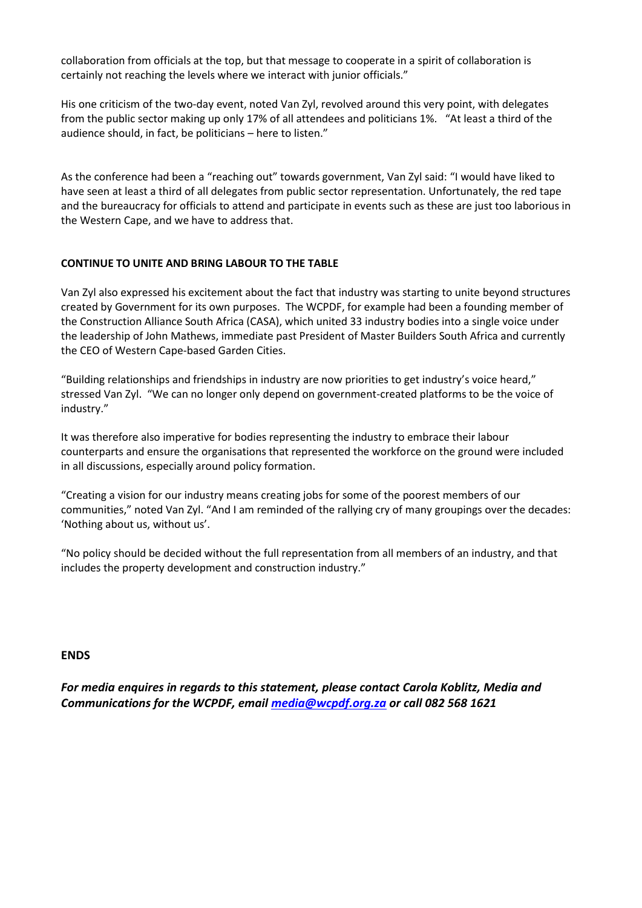collaboration from officials at the top, but that message to cooperate in a spirit of collaboration is certainly not reaching the levels where we interact with junior officials."

His one criticism of the two-day event, noted Van Zyl, revolved around this very point, with delegates from the public sector making up only 17% of all attendees and politicians 1%. "At least a third of the audience should, in fact, be politicians – here to listen."

As the conference had been a "reaching out" towards government, Van Zyl said: "I would have liked to have seen at least a third of all delegates from public sector representation. Unfortunately, the red tape and the bureaucracy for officials to attend and participate in events such as these are just too laborious in the Western Cape, and we have to address that.

**CONTINUE TO UNITE AND BRING LABOUR TO THE TABLE**

Van Zyl also expressed his excitement about the fact that industry was starting to unite beyond structures created by Government for its own purposes. The WCPDF, for example had been a founding member of the Construction Alliance South Africa (CASA), which united 33 industry bodies into a single voice under the leadership of John Mathews, immediate past President of Master Builders South Africa and currently the CEO of Western Cape-based Garden Cities.

"Building relationships and friendships in industry are now priorities to get industry's voice heard," stressed Van Zyl. "We can no longer only depend on government-created platforms to be the voice of industry."

It was therefore also imperative for bodies representing the industry to embrace their labour counterparts and ensure the organisations that represented the workforce on the ground were included in all discussions, especially around policy formation.

"Creating a vision for our industry means creating jobs for some of the poorest members of our communities," noted Van Zyl. "And I am reminded of the rallying cry of many groupings over the decades: 'Nothing about us, without us'.

"No policy should be decided without the full representation from all members of an industry, and that includes the property development and construction industry."

**ENDS**

***For media enquires in regards to this statement, please contact Carola Koblitz, Media and Communications for the WCPDF, email [media@wcpdf.org.za](mailto:media@wcpdf.org.za) or call 082 568 1621***